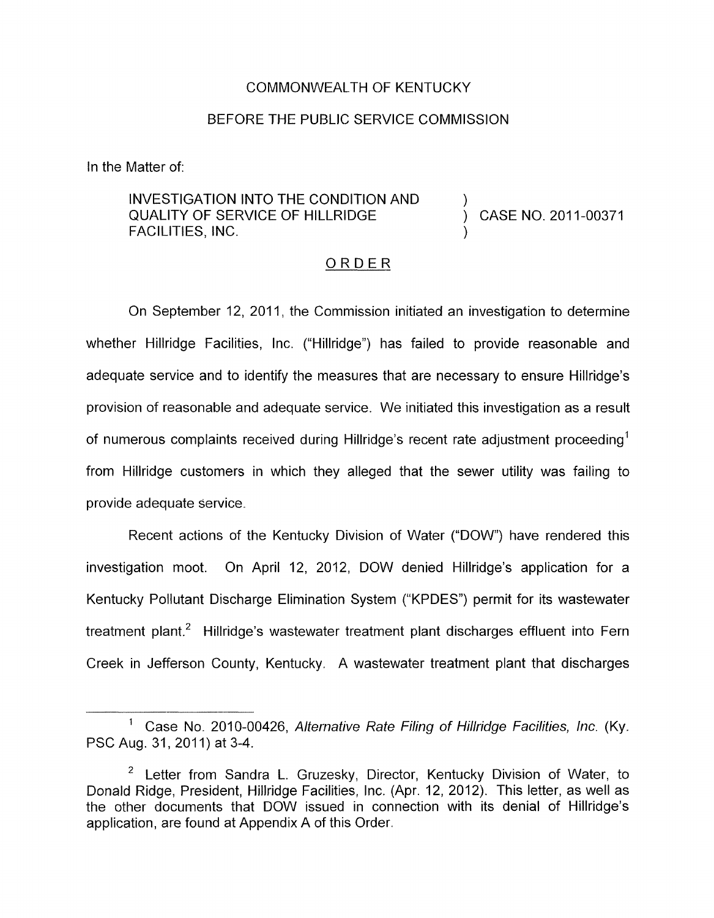COMMONWEALTH OF KENTUCKY

BEFORE THE PUBLIC SERVICE COMMISSION

In the Matter of:

| | | |
|---|---|---|
| INVESTIGATION INTO THE CONDITION AND QUALITY OF SERVICE OF HILLRIDGE FACILITIES, INC. | ) ) ) | CASE NO. 2011-00371 |

## ORDER

On September 12, 2011, the Commission initiated an investigation to determine whether Hillridge Facilities, Inc. ("Hillridge") has failed to provide reasonable and adequate service and to identify the measures that are necessary to ensure Hillridge's provision of reasonable and adequate service. We initiated this investigation as a result of numerous complaints received during Hillridge's recent rate adjustment proceeding[1] from Hillridge customers in which they alleged that the sewer utility was failing to provide adequate service.

Recent actions of the Kentucky Division of Water ("DOW") have rendered this investigation moot. On April 12, 2012, DOW denied Hillridge's application for a Kentucky Pollutant Discharge Elimination System ("KPDES") permit for its wastewater treatment plant.[2] Hillridge's wastewater treatment plant discharges effluent into Fern Creek in Jefferson County, Kentucky. A wastewater treatment plant that discharges

---

[1] Case No. 2010-00426, *Alternative Rate Filing of Hillridge Facilities, Inc.* (Ky. PSC Aug. 31, 2011) at 3-4.

[2] Letter from Sandra L. Gruzesky, Director, Kentucky Division of Water, to Donald Ridge, President, Hillridge Facilities, Inc. (Apr. 12, 2012). This letter, as well as the other documents that DOW issued in connection with its denial of Hillridge's application, are found at Appendix A of this Order.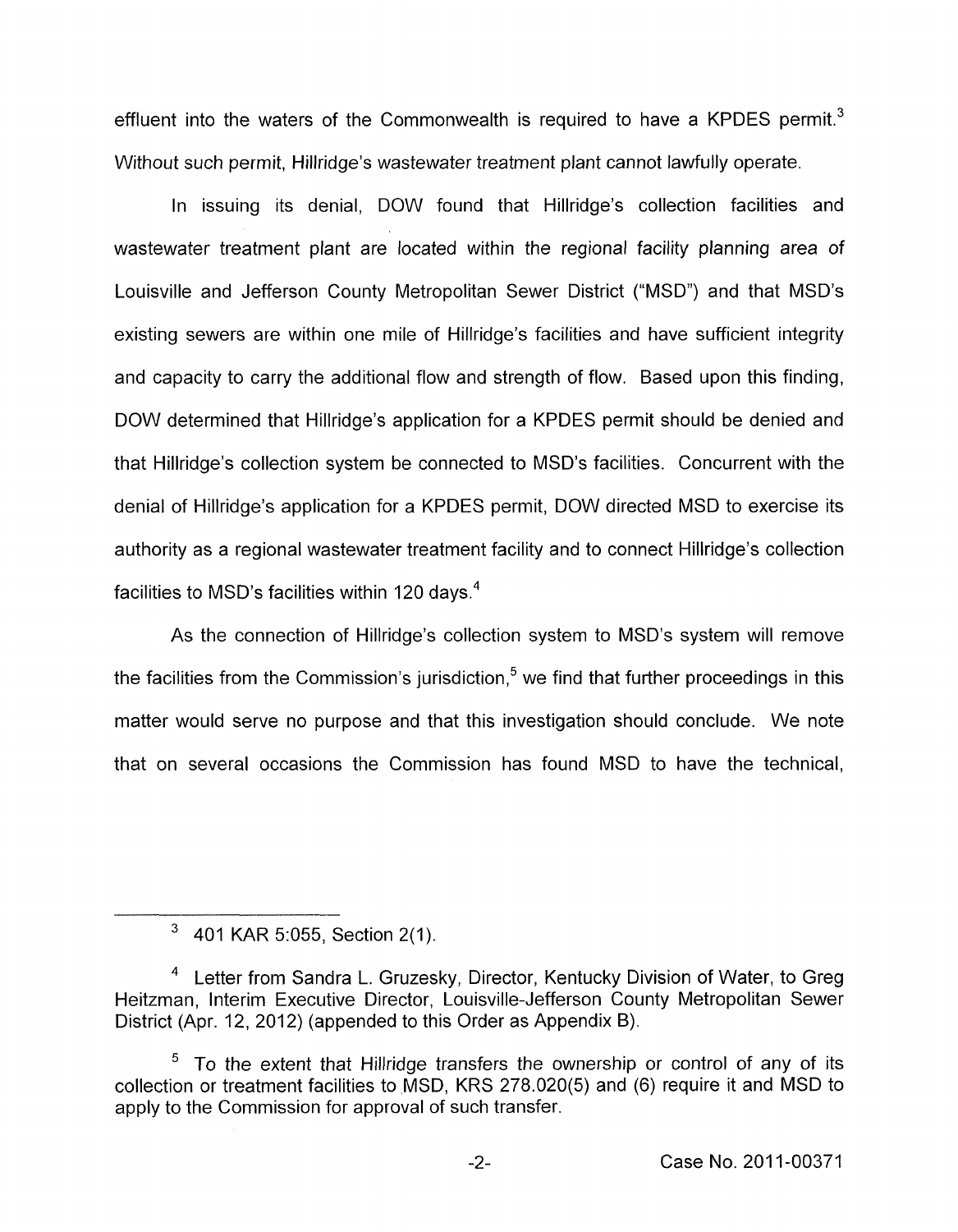effluent into the waters of the Commonwealth is required to have a KPDES permit.[3] Without such permit, Hillridge's wastewater treatment plant cannot lawfully operate.

In issuing its denial, DOW found that Hillridge's collection facilities and wastewater treatment plant are located within the regional facility planning area of Louisville and Jefferson County Metropolitan Sewer District ("MSD") and that MSD's existing sewers are within one mile of Hillridge's facilities and have sufficient integrity and capacity to carry the additional flow and strength of flow. Based upon this finding, DOW determined that Hillridge's application for a KPDES permit should be denied and that Hillridge's collection system be connected to MSD's facilities. Concurrent with the denial of Hillridge's application for a KPDES permit, DOW directed MSD to exercise its authority as a regional wastewater treatment facility and to connect Hillridge's collection facilities to MSD's facilities within 120 days.[4]

As the connection of Hillridge's collection system to MSD's system will remove the facilities from the Commission's jurisdiction,[5] we find that further proceedings in this matter would serve no purpose and that this investigation should conclude. We note that on several occasions the Commission has found MSD to have the technical,

---

[3] 401 KAR 5:055, Section 2(1).

[4] Letter from Sandra L. Gruzesky, Director, Kentucky Division of Water, to Greg Heitzman, Interim Executive Director, Louisville-Jefferson County Metropolitan Sewer District (Apr. 12, 2012) (appended to this Order as Appendix B).

[5] To the extent that Hillridge transfers the ownership or control of any of its collection or treatment facilities to MSD, KRS 278.020(5) and (6) require it and MSD to apply to the Commission for approval of such transfer.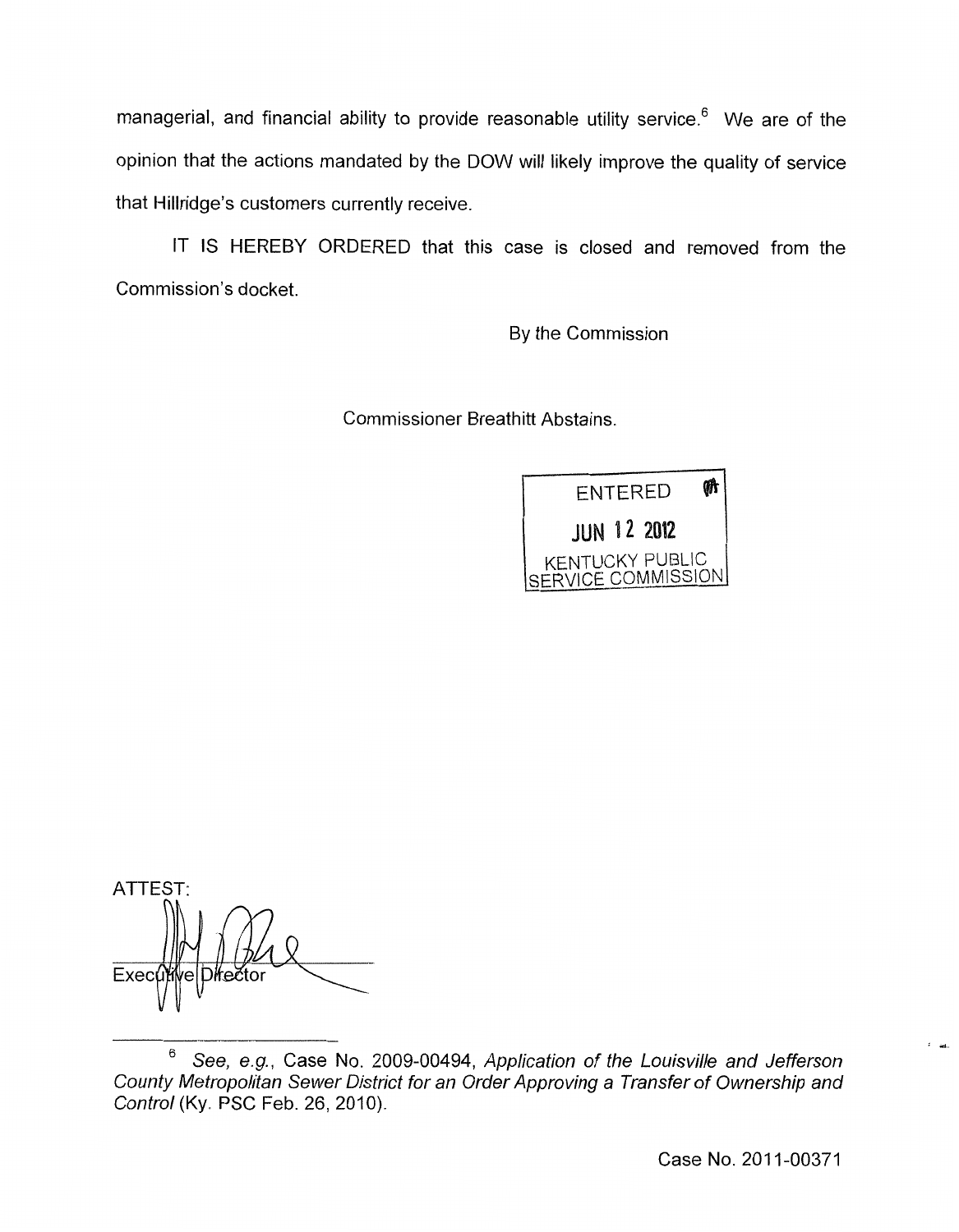managerial, and financial ability to provide reasonable utility service.[6] We are of the opinion that the actions mandated by the DOW will likely improve the quality of service that Hillridge's customers currently receive.

IT IS HEREBY ORDERED that this case is closed and removed from the Commission's docket.

By the Commission

Commissioner Breathitt Abstains.

ENTERED
JUN 12 2012
KENTUCKY PUBLIC SERVICE COMMISSION

ATTEST:

Executive Director

[6] *See, e.g.*, Case No. 2009-00494, *Application of the Louisville and Jefferson County Metropolitan Sewer District for an Order Approving a Transfer of Ownership and Control* (Ky. PSC Feb. 26, 2010).

Case No. 2011-00371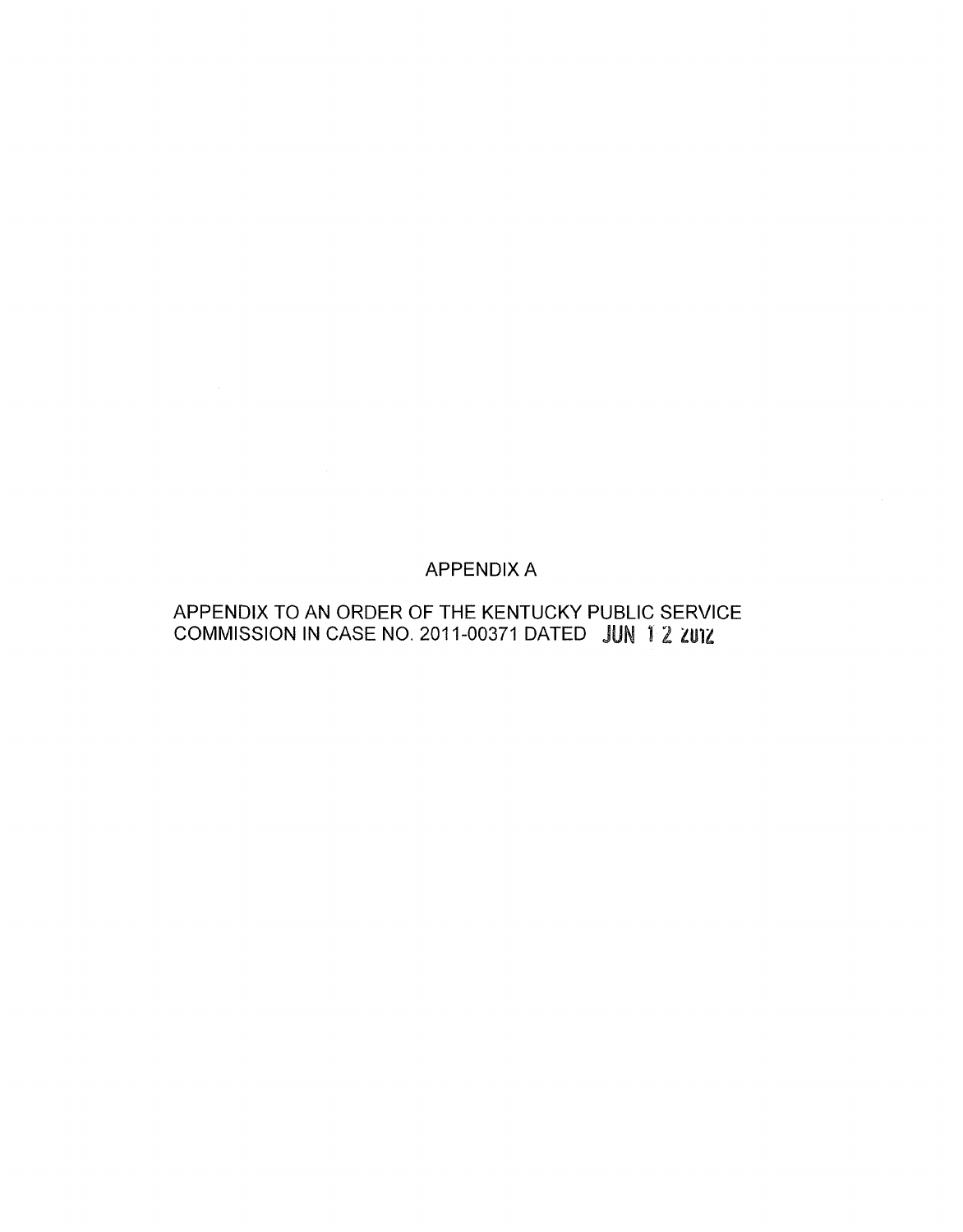# APPENDIX A

APPENDIX TO AN ORDER OF THE KENTUCKY PUBLIC SERVICE COMMISSION IN CASE NO. 2011-00371 DATED JUN 12 2012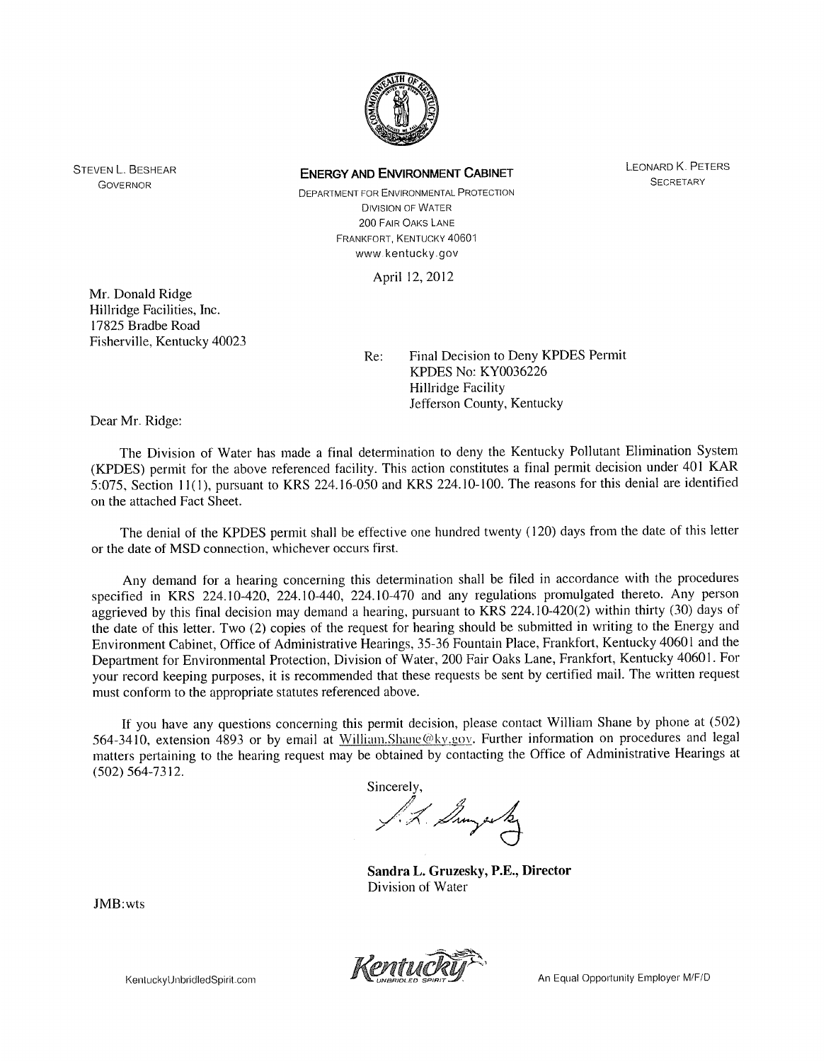STEVEN L. BESHEAR
GOVERNOR

**ENERGY AND ENVIRONMENT CABINET**

DEPARTMENT FOR ENVIRONMENTAL PROTECTION
DIVISION OF WATER
200 FAIR OAKS LANE
FRANKFORT, KENTUCKY 40601
www.kentucky.gov

LEONARD K. PETERS
SECRETARY

April 12, 2012

Mr. Donald Ridge
Hillridge Facilities, Inc.
17825 Bradbe Road
Fisherville, Kentucky 40023

Re: Final Decision to Deny KPDES Permit
KPDES No: KY0036226
Hillridge Facility
Jefferson County, Kentucky

Dear Mr. Ridge:

The Division of Water has made a final determination to deny the Kentucky Pollutant Elimination System (KPDES) permit for the above referenced facility. This action constitutes a final permit decision under 401 KAR 5:075, Section 11(1), pursuant to KRS 224.16-050 and KRS 224.10-100. The reasons for this denial are identified on the attached Fact Sheet.

The denial of the KPDES permit shall be effective one hundred twenty (120) days from the date of this letter or the date of MSD connection, whichever occurs first.

Any demand for a hearing concerning this determination shall be filed in accordance with the procedures specified in KRS 224.10-420, 224.10-440, 224.10-470 and any regulations promulgated thereto. Any person aggrieved by this final decision may demand a hearing, pursuant to KRS 224.10-420(2) within thirty (30) days of the date of this letter. Two (2) copies of the request for hearing should be submitted in writing to the Energy and Environment Cabinet, Office of Administrative Hearings, 35-36 Fountain Place, Frankfort, Kentucky 40601 and the Department for Environmental Protection, Division of Water, 200 Fair Oaks Lane, Frankfort, Kentucky 40601. For your record keeping purposes, it is recommended that these requests be sent by certified mail. The written request must conform to the appropriate statutes referenced above.

If you have any questions concerning this permit decision, please contact William Shane by phone at (502) 564-3410, extension 4893 or by email at William.Shane@ky.gov. Further information on procedures and legal matters pertaining to the hearing request may be obtained by contacting the Office of Administrative Hearings at (502) 564-7312.

Sincerely,

**Sandra L. Gruzesky, P.E., Director**
Division of Water

JMB:wts

KentuckyUnbridledSpirit.com

An Equal Opportunity Employer M/F/D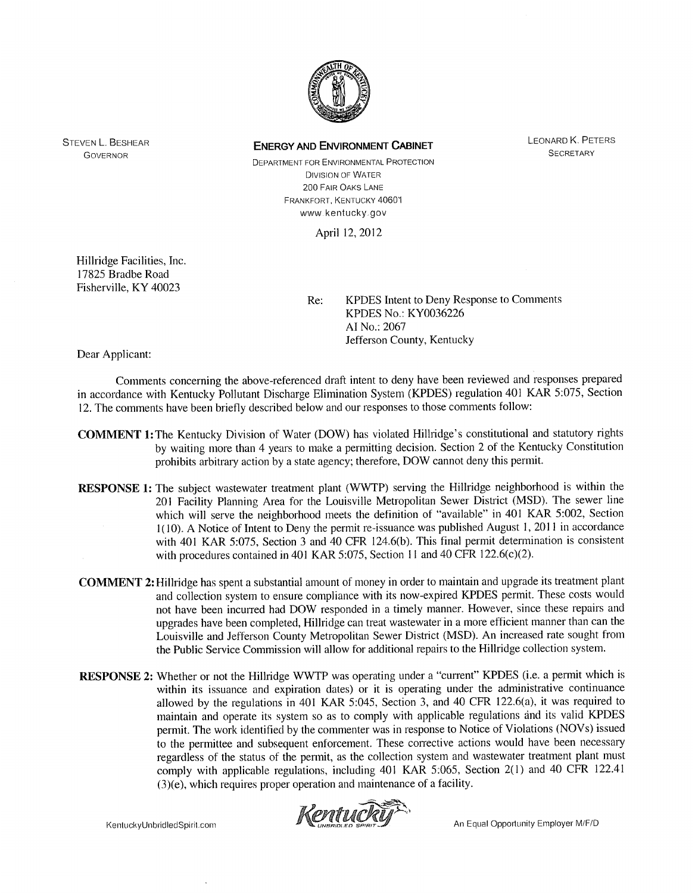STEVEN L. BESHEAR
GOVERNOR

**ENERGY AND ENVIRONMENT CABINET**

DEPARTMENT FOR ENVIRONMENTAL PROTECTION
DIVISION OF WATER
200 FAIR OAKS LANE
FRANKFORT, KENTUCKY 40601
www.kentucky.gov

LEONARD K. PETERS
SECRETARY

April 12, 2012

Hillridge Facilities, Inc.
17825 Bradbe Road
Fisherville, KY 40023

Re: KPDES Intent to Deny Response to Comments
KPDES No.: KY0036226
AI No.: 2067
Jefferson County, Kentucky

Dear Applicant:

Comments concerning the above-referenced draft intent to deny have been reviewed and responses prepared in accordance with Kentucky Pollutant Discharge Elimination System (KPDES) regulation 401 KAR 5:075, Section 12. The comments have been briefly described below and our responses to those comments follow:

**COMMENT 1:** The Kentucky Division of Water (DOW) has violated Hillridge's constitutional and statutory rights by waiting more than 4 years to make a permitting decision. Section 2 of the Kentucky Constitution prohibits arbitrary action by a state agency; therefore, DOW cannot deny this permit.

**RESPONSE 1:** The subject wastewater treatment plant (WWTP) serving the Hillridge neighborhood is within the 201 Facility Planning Area for the Louisville Metropolitan Sewer District (MSD). The sewer line which will serve the neighborhood meets the definition of "available" in 401 KAR 5:002, Section 1(10). A Notice of Intent to Deny the permit re-issuance was published August 1, 2011 in accordance with 401 KAR 5:075, Section 3 and 40 CFR 124.6(b). This final permit determination is consistent with procedures contained in 401 KAR 5:075, Section 11 and 40 CFR 122.6(c)(2).

**COMMENT 2:** Hillridge has spent a substantial amount of money in order to maintain and upgrade its treatment plant and collection system to ensure compliance with its now-expired KPDES permit. These costs would not have been incurred had DOW responded in a timely manner. However, since these repairs and upgrades have been completed, Hillridge can treat wastewater in a more efficient manner than can the Louisville and Jefferson County Metropolitan Sewer District (MSD). An increased rate sought from the Public Service Commission will allow for additional repairs to the Hillridge collection system.

**RESPONSE 2:** Whether or not the Hillridge WWTP was operating under a "current" KPDES (i.e. a permit which is within its issuance and expiration dates) or it is operating under the administrative continuance allowed by the regulations in 401 KAR 5:045, Section 3, and 40 CFR 122.6(a), it was required to maintain and operate its system so as to comply with applicable regulations and its valid KPDES permit. The work identified by the commenter was in response to Notice of Violations (NOVs) issued to the permittee and subsequent enforcement. These corrective actions would have been necessary regardless of the status of the permit, as the collection system and wastewater treatment plant must comply with applicable regulations, including 401 KAR 5:065, Section 2(1) and 40 CFR 122.41 (3)(e), which requires proper operation and maintenance of a facility.

KentuckyUnbridledSpirit.com | Kentucky Unbridled Spirit | An Equal Opportunity Employer M/F/D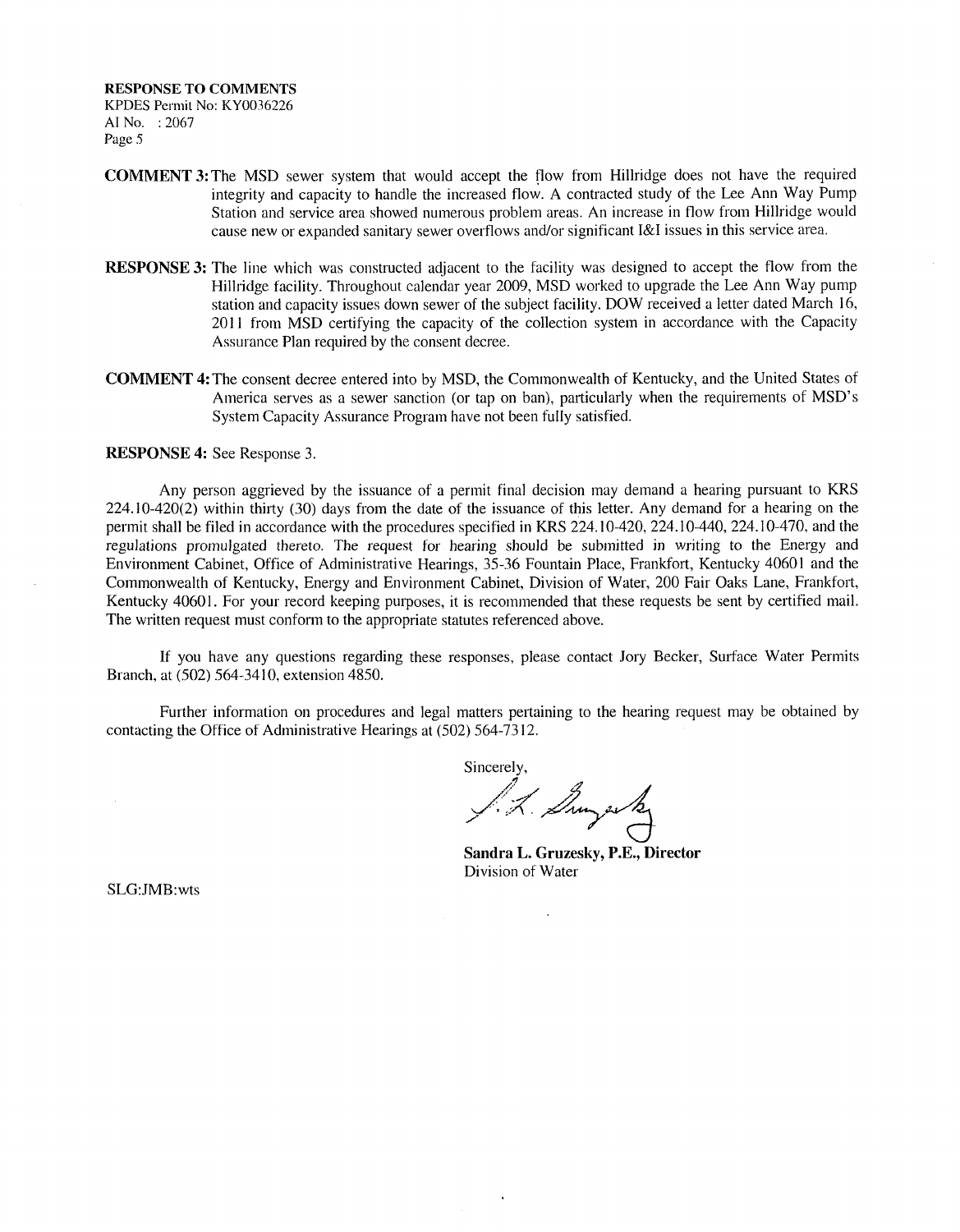**RESPONSE TO COMMENTS**
KPDES Permit No: KY0036226
AI No. : 2067
Page 5

**COMMENT 3:** The MSD sewer system that would accept the flow from Hillridge does not have the required integrity and capacity to handle the increased flow. A contracted study of the Lee Ann Way Pump Station and service area showed numerous problem areas. An increase in flow from Hillridge would cause new or expanded sanitary sewer overflows and/or significant I&I issues in this service area.

**RESPONSE 3:** The line which was constructed adjacent to the facility was designed to accept the flow from the Hillridge facility. Throughout calendar year 2009, MSD worked to upgrade the Lee Ann Way pump station and capacity issues down sewer of the subject facility. DOW received a letter dated March 16, 2011 from MSD certifying the capacity of the collection system in accordance with the Capacity Assurance Plan required by the consent decree.

**COMMENT 4:** The consent decree entered into by MSD, the Commonwealth of Kentucky, and the United States of America serves as a sewer sanction (or tap on ban), particularly when the requirements of MSD's System Capacity Assurance Program have not been fully satisfied.

**RESPONSE 4:** See Response 3.

Any person aggrieved by the issuance of a permit final decision may demand a hearing pursuant to KRS 224.10-420(2) within thirty (30) days from the date of the issuance of this letter. Any demand for a hearing on the permit shall be filed in accordance with the procedures specified in KRS 224.10-420, 224.10-440, 224.10-470, and the regulations promulgated thereto. The request for hearing should be submitted in writing to the Energy and Environment Cabinet, Office of Administrative Hearings, 35-36 Fountain Place, Frankfort, Kentucky 40601 and the Commonwealth of Kentucky, Energy and Environment Cabinet, Division of Water, 200 Fair Oaks Lane, Frankfort, Kentucky 40601. For your record keeping purposes, it is recommended that these requests be sent by certified mail. The written request must conform to the appropriate statutes referenced above.

If you have any questions regarding these responses, please contact Jory Becker, Surface Water Permits Branch, at (502) 564-3410, extension 4850.

Further information on procedures and legal matters pertaining to the hearing request may be obtained by contacting the Office of Administrative Hearings at (502) 564-7312.

Sincerely,

**Sandra L. Gruzesky, P.E., Director**
Division of Water

SLG:JMB:wts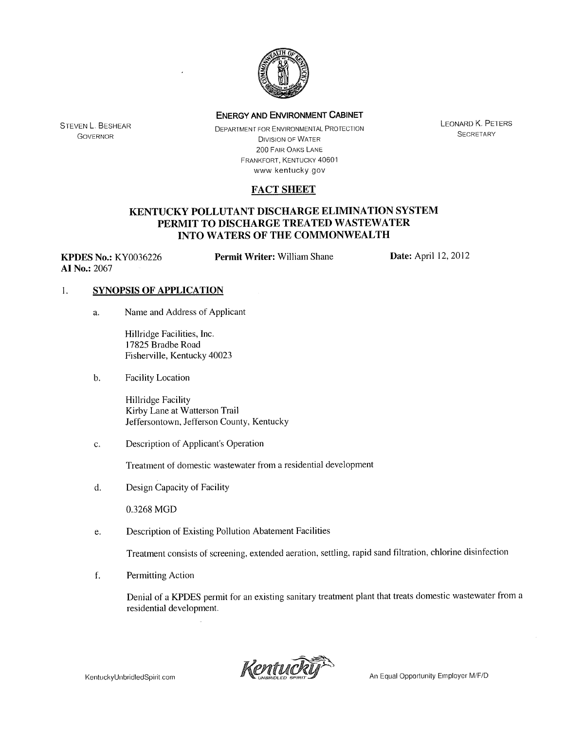**ENERGY AND ENVIRONMENT CABINET**

DEPARTMENT FOR ENVIRONMENTAL PROTECTION
DIVISION OF WATER
200 FAIR OAKS LANE
FRANKFORT, KENTUCKY 40601
www.kentucky.gov

STEVEN L. BESHEAR
GOVERNOR

LEONARD K. PETERS
SECRETARY

# FACT SHEET

## KENTUCKY POLLUTANT DISCHARGE ELIMINATION SYSTEM PERMIT TO DISCHARGE TREATED WASTEWATER INTO WATERS OF THE COMMONWEALTH

**KPDES No.:** KY0036226 **Permit Writer:** William Shane **Date:** April 12, 2012
**AI No.:** 2067

1. **SYNOPSIS OF APPLICATION**

   a. Name and Address of Applicant

      Hillridge Facilities, Inc.
      17825 Bradbe Road
      Fisherville, Kentucky 40023

   b. Facility Location

      Hillridge Facility
      Kirby Lane at Watterson Trail
      Jeffersontown, Jefferson County, Kentucky

   c. Description of Applicant's Operation

      Treatment of domestic wastewater from a residential development

   d. Design Capacity of Facility

      0.3268 MGD

   e. Description of Existing Pollution Abatement Facilities

      Treatment consists of screening, extended aeration, settling, rapid sand filtration, chlorine disinfection

   f. Permitting Action

      Denial of a KPDES permit for an existing sanitary treatment plant that treats domestic wastewater from a residential development.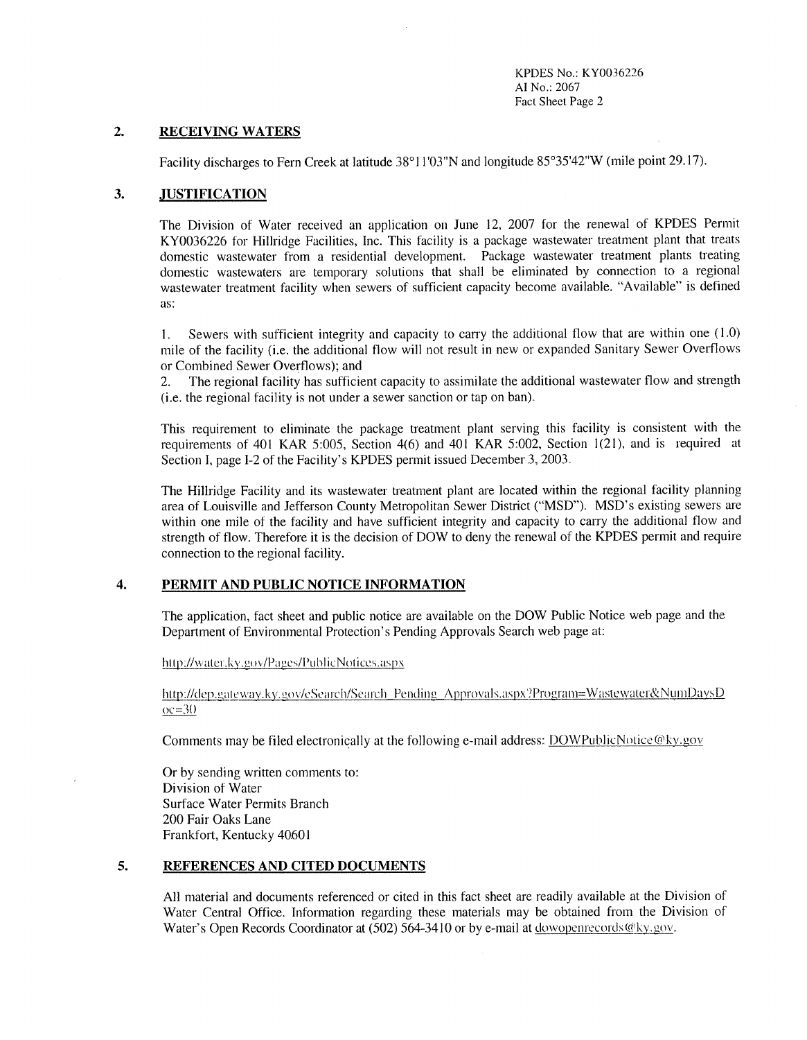KPDES No.: KY0036226
AI No.: 2067
Fact Sheet Page 2

## 2. RECEIVING WATERS

Facility discharges to Fern Creek at latitude 38°11'03"N and longitude 85°35'42"W (mile point 29.17).

## 3. JUSTIFICATION

The Division of Water received an application on June 12, 2007 for the renewal of KPDES Permit KY0036226 for Hillridge Facilities, Inc. This facility is a package wastewater treatment plant that treats domestic wastewater from a residential development. Package wastewater treatment plants treating domestic wastewaters are temporary solutions that shall be eliminated by connection to a regional wastewater treatment facility when sewers of sufficient capacity become available. "Available" is defined as:

1. Sewers with sufficient integrity and capacity to carry the additional flow that are within one (1.0) mile of the facility (i.e. the additional flow will not result in new or expanded Sanitary Sewer Overflows or Combined Sewer Overflows); and
2. The regional facility has sufficient capacity to assimilate the additional wastewater flow and strength (i.e. the regional facility is not under a sewer sanction or tap on ban).

This requirement to eliminate the package treatment plant serving this facility is consistent with the requirements of 401 KAR 5:005, Section 4(6) and 401 KAR 5:002, Section 1(21), and is required at Section I, page I-2 of the Facility's KPDES permit issued December 3, 2003.

The Hillridge Facility and its wastewater treatment plant are located within the regional facility planning area of Louisville and Jefferson County Metropolitan Sewer District ("MSD"). MSD's existing sewers are within one mile of the facility and have sufficient integrity and capacity to carry the additional flow and strength of flow. Therefore it is the decision of DOW to deny the renewal of the KPDES permit and require connection to the regional facility.

## 4. PERMIT AND PUBLIC NOTICE INFORMATION

The application, fact sheet and public notice are available on the DOW Public Notice web page and the Department of Environmental Protection's Pending Approvals Search web page at:

http://water.ky.gov/Pages/PublicNotices.aspx

http://dep.gateway.ky.gov/eSearch/Search_Pending_Approvals.aspx?Program=Wastewater&NumDaysDoc=30

Comments may be filed electronically at the following e-mail address: DOWPublicNotice@ky.gov

Or by sending written comments to:
Division of Water
Surface Water Permits Branch
200 Fair Oaks Lane
Frankfort, Kentucky 40601

## 5. REFERENCES AND CITED DOCUMENTS

All material and documents referenced or cited in this fact sheet are readily available at the Division of Water Central Office. Information regarding these materials may be obtained from the Division of Water's Open Records Coordinator at (502) 564-3410 or by e-mail at dowopenrecords@ky.gov.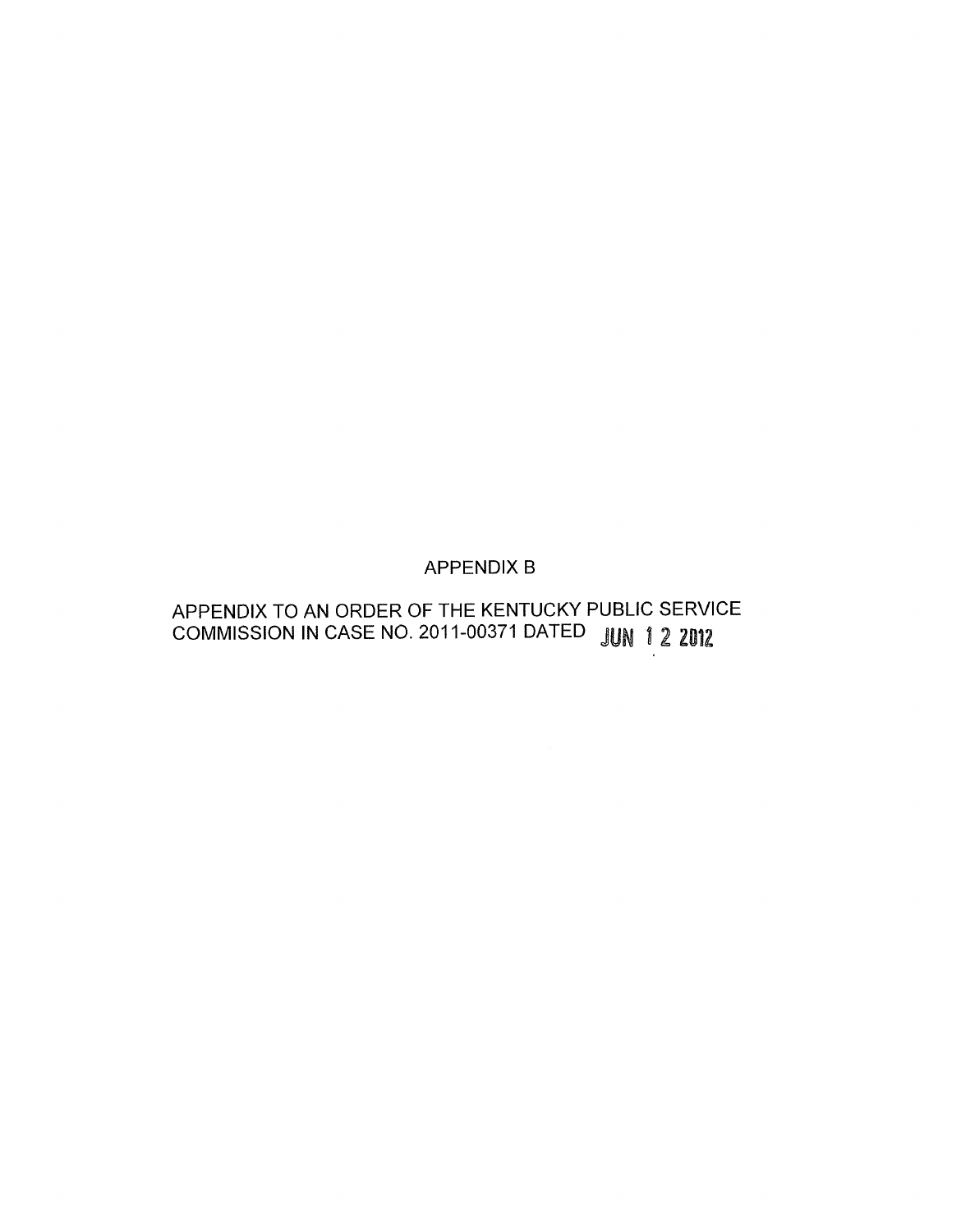# APPENDIX B

APPENDIX TO AN ORDER OF THE KENTUCKY PUBLIC SERVICE COMMISSION IN CASE NO. 2011-00371 DATED JUN 12 2012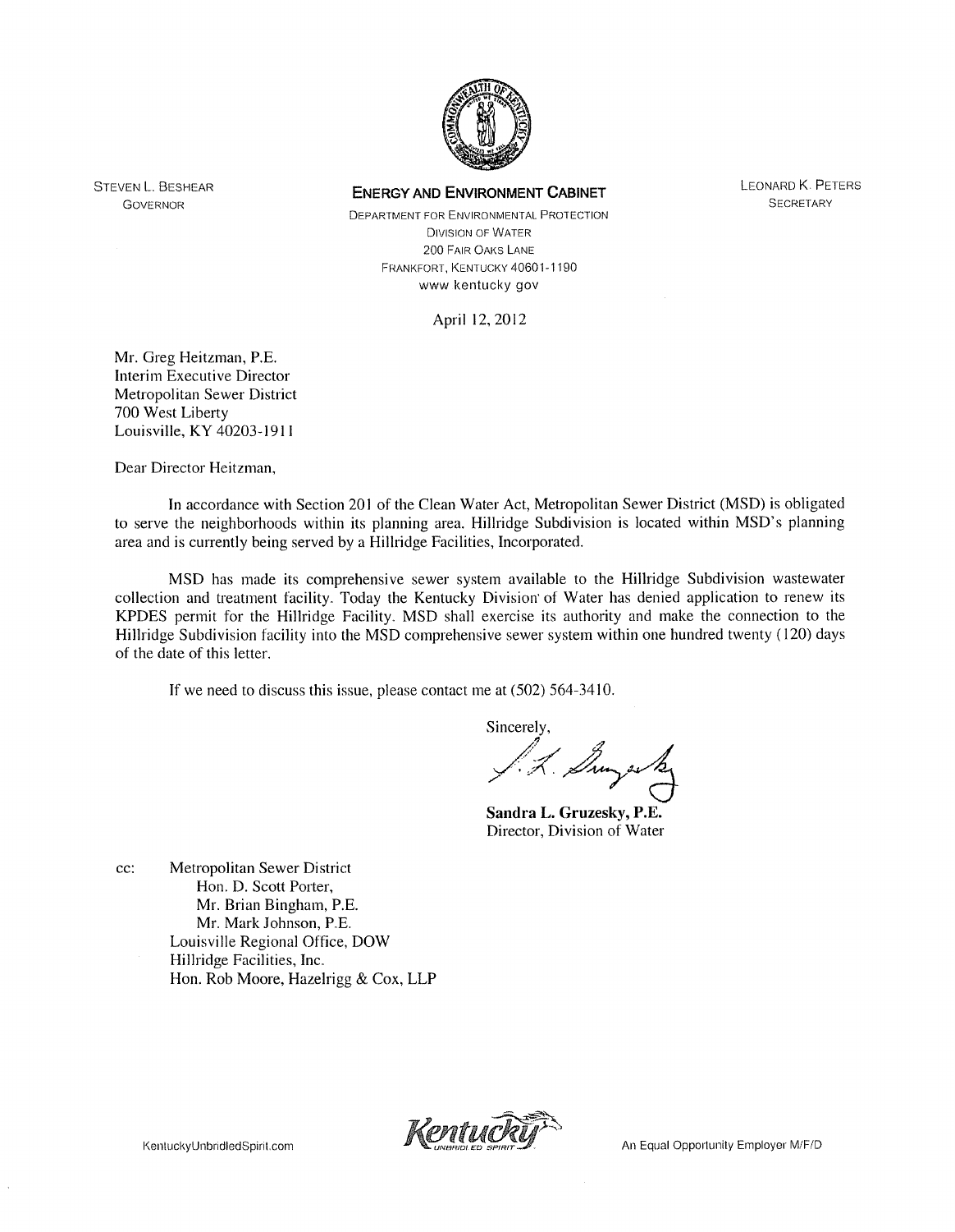STEVEN L. BESHEAR
GOVERNOR

**ENERGY AND ENVIRONMENT CABINET**

DEPARTMENT FOR ENVIRONMENTAL PROTECTION
DIVISION OF WATER
200 FAIR OAKS LANE
FRANKFORT, KENTUCKY 40601-1190
www kentucky gov

LEONARD K. PETERS
SECRETARY

April 12, 2012

Mr. Greg Heitzman, P.E.
Interim Executive Director
Metropolitan Sewer District
700 West Liberty
Louisville, KY 40203-1911

Dear Director Heitzman,

In accordance with Section 201 of the Clean Water Act, Metropolitan Sewer District (MSD) is obligated to serve the neighborhoods within its planning area. Hillridge Subdivision is located within MSD's planning area and is currently being served by a Hillridge Facilities, Incorporated.

MSD has made its comprehensive sewer system available to the Hillridge Subdivision wastewater collection and treatment facility. Today the Kentucky Division of Water has denied application to renew its KPDES permit for the Hillridge Facility. MSD shall exercise its authority and make the connection to the Hillridge Subdivision facility into the MSD comprehensive sewer system within one hundred twenty (120) days of the date of this letter.

If we need to discuss this issue, please contact me at (502) 564-3410.

Sincerely,

**Sandra L. Gruzesky, P.E.**
Director, Division of Water

cc: Metropolitan Sewer District
Hon. D. Scott Porter,
Mr. Brian Bingham, P.E.
Mr. Mark Johnson, P.E.
Louisville Regional Office, DOW
Hillridge Facilities, Inc.
Hon. Rob Moore, Hazelrigg & Cox, LLP

KentuckyUnbridledSpirit.com

An Equal Opportunity Employer M/F/D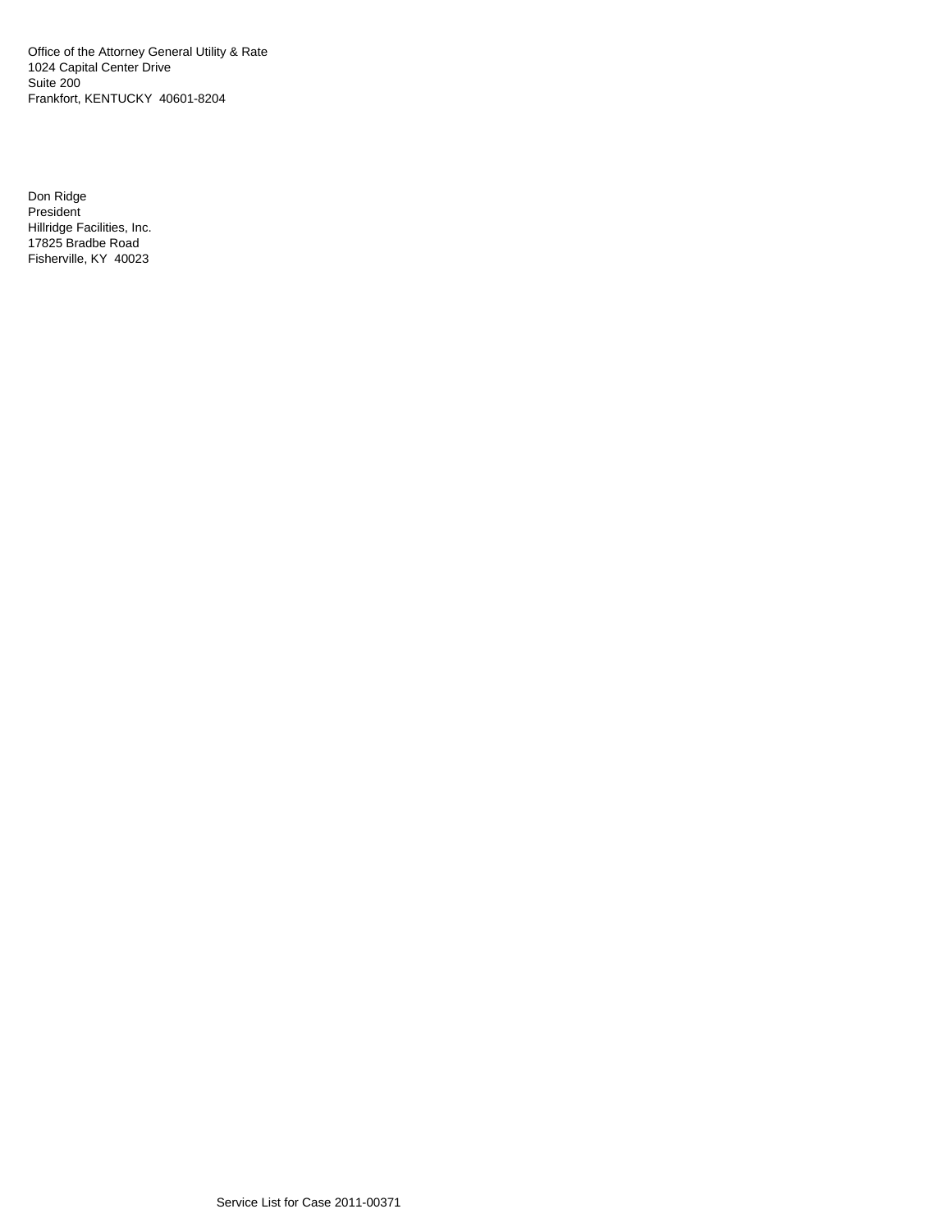Office of the Attorney General Utility & Rate
1024 Capital Center Drive
Suite 200
Frankfort, KENTUCKY  40601-8204

Don Ridge
President
Hillridge Facilities, Inc.
17825 Bradbe Road
Fisherville, KY  40023